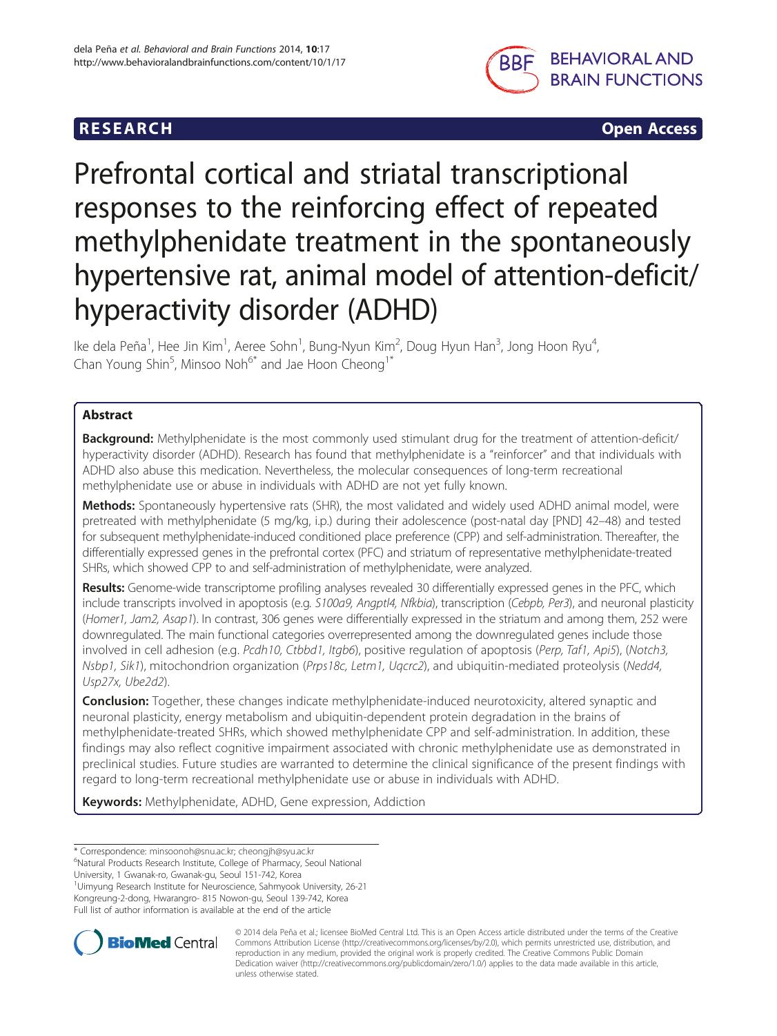**RESEARCH** **Open Access**

# Prefrontal cortical and striatal transcriptional responses to the reinforcing effect of repeated methylphenidate treatment in the spontaneously hypertensive rat, animal model of attention-deficit/hyperactivity disorder (ADHD)

Ike dela Peña[1], Hee Jin Kim[1], Aeree Sohn[1], Bung-Nyun Kim[2], Doug Hyun Han[3], Jong Hoon Ryu[4], Chan Young Shin[5], Minsoo Noh[6*] and Jae Hoon Cheong[1*]

## Abstract

**Background:** Methylphenidate is the most commonly used stimulant drug for the treatment of attention-deficit/hyperactivity disorder (ADHD). Research has found that methylphenidate is a "reinforcer" and that individuals with ADHD also abuse this medication. Nevertheless, the molecular consequences of long-term recreational methylphenidate use or abuse in individuals with ADHD are not yet fully known.

**Methods:** Spontaneously hypertensive rats (SHR), the most validated and widely used ADHD animal model, were pretreated with methylphenidate (5 mg/kg, i.p.) during their adolescence (post-natal day [PND] 42–48) and tested for subsequent methylphenidate-induced conditioned place preference (CPP) and self-administration. Thereafter, the differentially expressed genes in the prefrontal cortex (PFC) and striatum of representative methylphenidate-treated SHRs, which showed CPP to and self-administration of methylphenidate, were analyzed.

**Results:** Genome-wide transcriptome profiling analyses revealed 30 differentially expressed genes in the PFC, which include transcripts involved in apoptosis (e.g. *S100a9, Angptl4, Nfkbia*), transcription (*Cebpb, Per3*), and neuronal plasticity (*Homer1, Jam2, Asap1*). In contrast, 306 genes were differentially expressed in the striatum and among them, 252 were downregulated. The main functional categories overrepresented among the downregulated genes include those involved in cell adhesion (e.g. *Pcdh10, Ctbbd1, Itgb6*), positive regulation of apoptosis (*Perp, Taf1, Api5*), (*Notch3, Nsbp1, Sik1*), mitochondrion organization (*Prps18c, Letm1, Uqcrc2*), and ubiquitin-mediated proteolysis (*Nedd4, Usp27x, Ube2d2*).

**Conclusion:** Together, these changes indicate methylphenidate-induced neurotoxicity, altered synaptic and neuronal plasticity, energy metabolism and ubiquitin-dependent protein degradation in the brains of methylphenidate-treated SHRs, which showed methylphenidate CPP and self-administration. In addition, these findings may also reflect cognitive impairment associated with chronic methylphenidate use as demonstrated in preclinical studies. Future studies are warranted to determine the clinical significance of the present findings with regard to long-term recreational methylphenidate use or abuse in individuals with ADHD.

**Keywords:** Methylphenidate, ADHD, Gene expression, Addiction

\* Correspondence: minsoonoh@snu.ac.kr; cheongjh@syu.ac.kr
[6]Natural Products Research Institute, College of Pharmacy, Seoul National University, 1 Gwanak-ro, Gwanak-gu, Seoul 151-742, Korea
[1]Uimyung Research Institute for Neuroscience, Sahmyook University, 26-21 Kongreung-2-dong, Hwarangro- 815 Nowon-gu, Seoul 139-742, Korea
Full list of author information is available at the end of the article

© 2014 dela Peña et al.; licensee BioMed Central Ltd. This is an Open Access article distributed under the terms of the Creative Commons Attribution License (http://creativecommons.org/licenses/by/2.0), which permits unrestricted use, distribution, and reproduction in any medium, provided the original work is properly credited. The Creative Commons Public Domain Dedication waiver (http://creativecommons.org/publicdomain/zero/1.0/) applies to the data made available in this article, unless otherwise stated.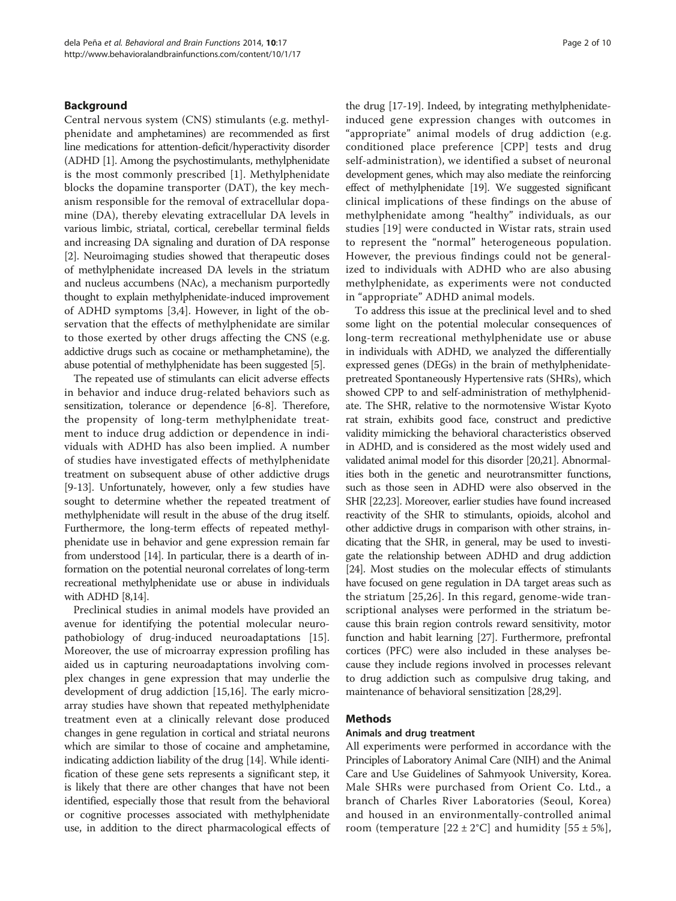## Background

Central nervous system (CNS) stimulants (e.g. methylphenidate and amphetamines) are recommended as first line medications for attention-deficit/hyperactivity disorder (ADHD [1]. Among the psychostimulants, methylphenidate is the most commonly prescribed [1]. Methylphenidate blocks the dopamine transporter (DAT), the key mechanism responsible for the removal of extracellular dopamine (DA), thereby elevating extracellular DA levels in various limbic, striatal, cortical, cerebellar terminal fields and increasing DA signaling and duration of DA response [2]. Neuroimaging studies showed that therapeutic doses of methylphenidate increased DA levels in the striatum and nucleus accumbens (NAc), a mechanism purportedly thought to explain methylphenidate-induced improvement of ADHD symptoms [3,4]. However, in light of the observation that the effects of methylphenidate are similar to those exerted by other drugs affecting the CNS (e.g. addictive drugs such as cocaine or methamphetamine), the abuse potential of methylphenidate has been suggested [5].

The repeated use of stimulants can elicit adverse effects in behavior and induce drug-related behaviors such as sensitization, tolerance or dependence [6-8]. Therefore, the propensity of long-term methylphenidate treatment to induce drug addiction or dependence in individuals with ADHD has also been implied. A number of studies have investigated effects of methylphenidate treatment on subsequent abuse of other addictive drugs [9-13]. Unfortunately, however, only a few studies have sought to determine whether the repeated treatment of methylphenidate will result in the abuse of the drug itself. Furthermore, the long-term effects of repeated methylphenidate use in behavior and gene expression remain far from understood [14]. In particular, there is a dearth of information on the potential neuronal correlates of long-term recreational methylphenidate use or abuse in individuals with ADHD [8,14].

Preclinical studies in animal models have provided an avenue for identifying the potential molecular neuropathobiology of drug-induced neuroadaptations [15]. Moreover, the use of microarray expression profiling has aided us in capturing neuroadaptations involving complex changes in gene expression that may underlie the development of drug addiction [15,16]. The early microarray studies have shown that repeated methylphenidate treatment even at a clinically relevant dose produced changes in gene regulation in cortical and striatal neurons which are similar to those of cocaine and amphetamine, indicating addiction liability of the drug [14]. While identification of these gene sets represents a significant step, it is likely that there are other changes that have not been identified, especially those that result from the behavioral or cognitive processes associated with methylphenidate use, in addition to the direct pharmacological effects of the drug [17-19]. Indeed, by integrating methylphenidate-induced gene expression changes with outcomes in "appropriate" animal models of drug addiction (e.g. conditioned place preference [CPP] tests and drug self-administration), we identified a subset of neuronal development genes, which may also mediate the reinforcing effect of methylphenidate [19]. We suggested significant clinical implications of these findings on the abuse of methylphenidate among "healthy" individuals, as our studies [19] were conducted in Wistar rats, strain used to represent the "normal" heterogeneous population. However, the previous findings could not be generalized to individuals with ADHD who are also abusing methylphenidate, as experiments were not conducted in "appropriate" ADHD animal models.

To address this issue at the preclinical level and to shed some light on the potential molecular consequences of long-term recreational methylphenidate use or abuse in individuals with ADHD, we analyzed the differentially expressed genes (DEGs) in the brain of methylphenidate-pretreated Spontaneously Hypertensive rats (SHRs), which showed CPP to and self-administration of methylphenidate. The SHR, relative to the normotensive Wistar Kyoto rat strain, exhibits good face, construct and predictive validity mimicking the behavioral characteristics observed in ADHD, and is considered as the most widely used and validated animal model for this disorder [20,21]. Abnormalities both in the genetic and neurotransmitter functions, such as those seen in ADHD were also observed in the SHR [22,23]. Moreover, earlier studies have found increased reactivity of the SHR to stimulants, opioids, alcohol and other addictive drugs in comparison with other strains, indicating that the SHR, in general, may be used to investigate the relationship between ADHD and drug addiction [24]. Most studies on the molecular effects of stimulants have focused on gene regulation in DA target areas such as the striatum [25,26]. In this regard, genome-wide transcriptional analyses were performed in the striatum because this brain region controls reward sensitivity, motor function and habit learning [27]. Furthermore, prefrontal cortices (PFC) were also included in these analyses because they include regions involved in processes relevant to drug addiction such as compulsive drug taking, and maintenance of behavioral sensitization [28,29].

## Methods

### Animals and drug treatment

All experiments were performed in accordance with the Principles of Laboratory Animal Care (NIH) and the Animal Care and Use Guidelines of Sahmyook University, Korea. Male SHRs were purchased from Orient Co. Ltd., a branch of Charles River Laboratories (Seoul, Korea) and housed in an environmentally-controlled animal room (temperature [22 ± 2°C] and humidity [55 ± 5%],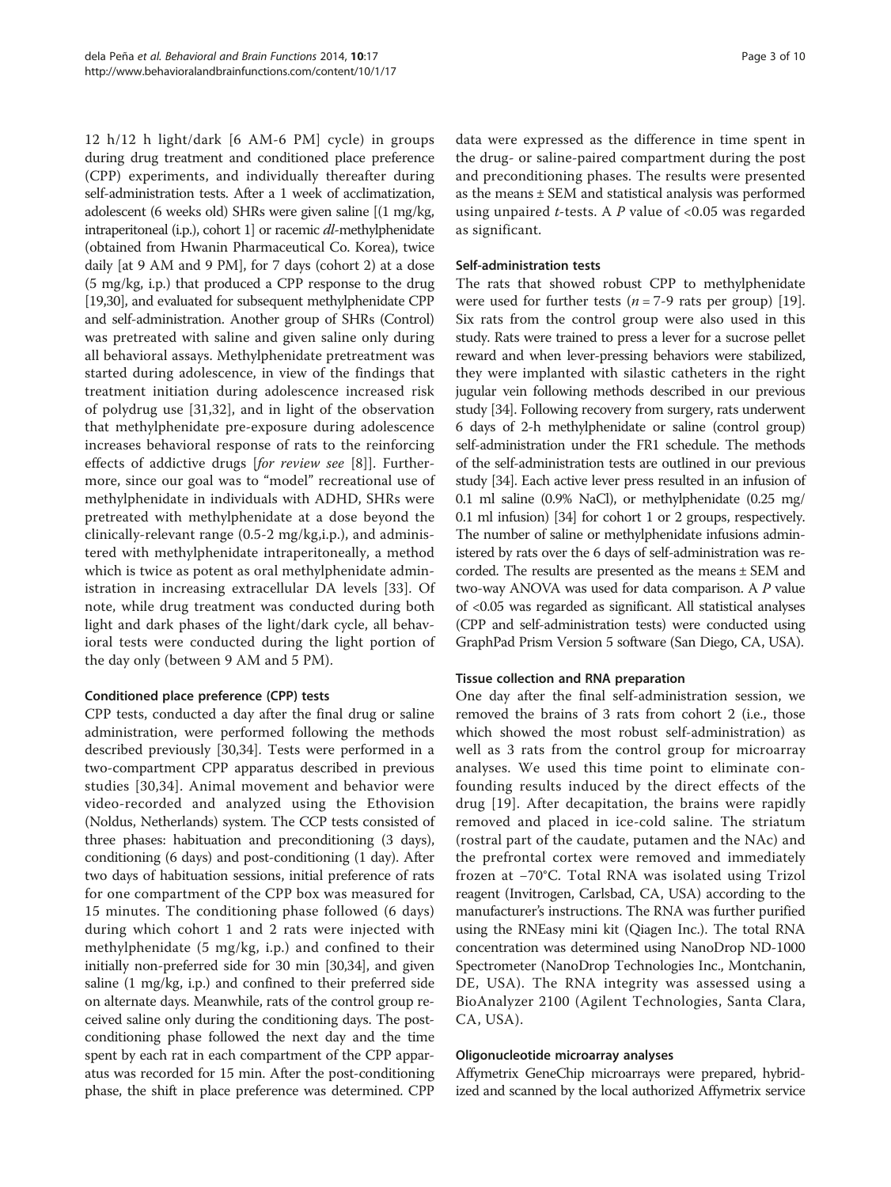12 h/12 h light/dark [6 AM-6 PM] cycle) in groups during drug treatment and conditioned place preference (CPP) experiments, and individually thereafter during self-administration tests. After a 1 week of acclimatization, adolescent (6 weeks old) SHRs were given saline [(1 mg/kg, intraperitoneal (i.p.), cohort 1] or racemic *dl*-methylphenidate (obtained from Hwanin Pharmaceutical Co. Korea), twice daily [at 9 AM and 9 PM], for 7 days (cohort 2) at a dose (5 mg/kg, i.p.) that produced a CPP response to the drug [19,30], and evaluated for subsequent methylphenidate CPP and self-administration. Another group of SHRs (Control) was pretreated with saline and given saline only during all behavioral assays. Methylphenidate pretreatment was started during adolescence, in view of the findings that treatment initiation during adolescence increased risk of polydrug use [31,32], and in light of the observation that methylphenidate pre-exposure during adolescence increases behavioral response of rats to the reinforcing effects of addictive drugs [*for review see* [8]]. Furthermore, since our goal was to "model" recreational use of methylphenidate in individuals with ADHD, SHRs were pretreated with methylphenidate at a dose beyond the clinically-relevant range (0.5-2 mg/kg,i.p.), and administered with methylphenidate intraperitoneally, a method which is twice as potent as oral methylphenidate administration in increasing extracellular DA levels [33]. Of note, while drug treatment was conducted during both light and dark phases of the light/dark cycle, all behavioral tests were conducted during the light portion of the day only (between 9 AM and 5 PM).

#### Conditioned place preference (CPP) tests

CPP tests, conducted a day after the final drug or saline administration, were performed following the methods described previously [30,34]. Tests were performed in a two-compartment CPP apparatus described in previous studies [30,34]. Animal movement and behavior were video-recorded and analyzed using the Ethovision (Noldus, Netherlands) system. The CCP tests consisted of three phases: habituation and preconditioning (3 days), conditioning (6 days) and post-conditioning (1 day). After two days of habituation sessions, initial preference of rats for one compartment of the CPP box was measured for 15 minutes. The conditioning phase followed (6 days) during which cohort 1 and 2 rats were injected with methylphenidate (5 mg/kg, i.p.) and confined to their initially non-preferred side for 30 min [30,34], and given saline (1 mg/kg, i.p.) and confined to their preferred side on alternate days. Meanwhile, rats of the control group received saline only during the conditioning days. The post-conditioning phase followed the next day and the time spent by each rat in each compartment of the CPP apparatus was recorded for 15 min. After the post-conditioning phase, the shift in place preference was determined. CPP data were expressed as the difference in time spent in the drug- or saline-paired compartment during the post and preconditioning phases. The results were presented as the means ± SEM and statistical analysis was performed using unpaired *t*-tests. A *P* value of <0.05 was regarded as significant.

#### Self-administration tests

The rats that showed robust CPP to methylphenidate were used for further tests ($n = 7$-9 rats per group) [19]. Six rats from the control group were also used in this study. Rats were trained to press a lever for a sucrose pellet reward and when lever-pressing behaviors were stabilized, they were implanted with silastic catheters in the right jugular vein following methods described in our previous study [34]. Following recovery from surgery, rats underwent 6 days of 2-h methylphenidate or saline (control group) self-administration under the FR1 schedule. The methods of the self-administration tests are outlined in our previous study [34]. Each active lever press resulted in an infusion of 0.1 ml saline (0.9% NaCl), or methylphenidate (0.25 mg/0.1 ml infusion) [34] for cohort 1 or 2 groups, respectively. The number of saline or methylphenidate infusions administered by rats over the 6 days of self-administration was recorded. The results are presented as the means ± SEM and two-way ANOVA was used for data comparison. A *P* value of <0.05 was regarded as significant. All statistical analyses (CPP and self-administration tests) were conducted using GraphPad Prism Version 5 software (San Diego, CA, USA).

#### Tissue collection and RNA preparation

One day after the final self-administration session, we removed the brains of 3 rats from cohort 2 (i.e., those which showed the most robust self-administration) as well as 3 rats from the control group for microarray analyses. We used this time point to eliminate confounding results induced by the direct effects of the drug [19]. After decapitation, the brains were rapidly removed and placed in ice-cold saline. The striatum (rostral part of the caudate, putamen and the NAc) and the prefrontal cortex were removed and immediately frozen at −70°C. Total RNA was isolated using Trizol reagent (Invitrogen, Carlsbad, CA, USA) according to the manufacturer's instructions. The RNA was further purified using the RNEasy mini kit (Qiagen Inc.). The total RNA concentration was determined using NanoDrop ND-1000 Spectrometer (NanoDrop Technologies Inc., Montchanin, DE, USA). The RNA integrity was assessed using a BioAnalyzer 2100 (Agilent Technologies, Santa Clara, CA, USA).

#### Oligonucleotide microarray analyses

Affymetrix GeneChip microarrays were prepared, hybridized and scanned by the local authorized Affymetrix service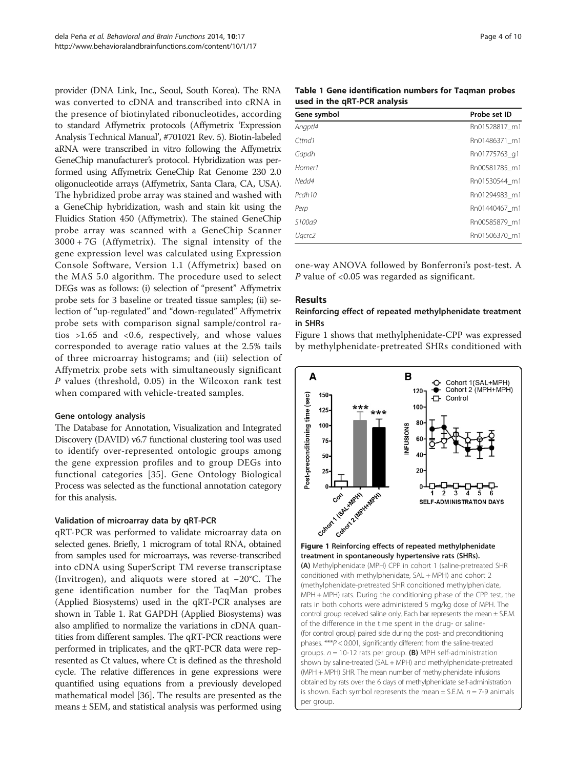provider (DNA Link, Inc., Seoul, South Korea). The RNA was converted to cDNA and transcribed into cRNA in the presence of biotinylated ribonucleotides, according to standard Affymetrix protocols (Affymetrix 'Expression Analysis Technical Manual', #701021 Rev. 5). Biotin-labeled aRNA were transcribed in vitro following the Affymetrix GeneChip manufacturer's protocol. Hybridization was performed using Affymetrix GeneChip Rat Genome 230 2.0 oligonucleotide arrays (Affymetrix, Santa Clara, CA, USA). The hybridized probe array was stained and washed with a GeneChip hybridization, wash and stain kit using the Fluidics Station 450 (Affymetrix). The stained GeneChip probe array was scanned with a GeneChip Scanner 3000 + 7G (Affymetrix). The signal intensity of the gene expression level was calculated using Expression Console Software, Version 1.1 (Affymetrix) based on the MAS 5.0 algorithm. The procedure used to select DEGs was as follows: (i) selection of "present" Affymetrix probe sets for 3 baseline or treated tissue samples; (ii) selection of "up-regulated" and "down-regulated" Affymetrix probe sets with comparison signal sample/control ratios >1.65 and <0.6, respectively, and whose values corresponded to average ratio values at the 2.5% tails of three microarray histograms; and (iii) selection of Affymetrix probe sets with simultaneously significant *P* values (threshold, 0.05) in the Wilcoxon rank test when compared with vehicle-treated samples.

#### Gene ontology analysis

The Database for Annotation, Visualization and Integrated Discovery (DAVID) v6.7 functional clustering tool was used to identify over-represented ontologic groups among the gene expression profiles and to group DEGs into functional categories [35]. Gene Ontology Biological Process was selected as the functional annotation category for this analysis.

#### Validation of microarray data by qRT-PCR

qRT-PCR was performed to validate microarray data on selected genes. Briefly, 1 microgram of total RNA, obtained from samples used for microarrays, was reverse-transcribed into cDNA using SuperScript TM reverse transcriptase (Invitrogen), and aliquots were stored at −20°C. The gene identification number for the TaqMan probes (Applied Biosystems) used in the qRT-PCR analyses are shown in Table 1. Rat GAPDH (Applied Biosystems) was also amplified to normalize the variations in cDNA quantities from different samples. The qRT-PCR reactions were performed in triplicates, and the qRT-PCR data were represented as Ct values, where Ct is defined as the threshold cycle. The relative differences in gene expressions were quantified using equations from a previously developed mathematical model [36]. The results are presented as the means ± SEM, and statistical analysis was performed using one-way ANOVA followed by Bonferroni's post-test. A *P* value of <0.05 was regarded as significant.

**Table 1 Gene identification numbers for Taqman probes used in the qRT-PCR analysis**

| Gene symbol | Probe set ID |
|---|---|
| *Angptl4* | Rn01528817_m1 |
| *Cttnd1* | Rn01486371_m1 |
| *Gapdh* | Rn01775763_g1 |
| *Homer1* | Rn00581785_m1 |
| *Nedd4* | Rn01530544_m1 |
| *Pcdh10* | Rn01294983_m1 |
| *Perp* | Rn01440467_m1 |
| *S100a9* | Rn00585879_m1 |
| *Uqcrc2* | Rn01506370_m1 |

## Results

### Reinforcing effect of repeated methylphenidate treatment in SHRs

Figure 1 shows that methylphenidate-CPP was expressed by methylphenidate-pretreated SHRs conditioned with

**Figure 1 Reinforcing effects of repeated methylphenidate treatment in spontaneously hypertensive rats (SHRs).** **(A)** Methylphenidate (MPH) CPP in cohort 1 (saline-pretreated SHR conditioned with methylphenidate, SAL + MPH) and cohort 2 (methylphenidate-pretreated SHR conditioned methylphenidate, MPH + MPH) rats. During the conditioning phase of the CPP test, the rats in both cohorts were administered 5 mg/kg dose of MPH. The control group received saline only. Each bar represents the mean ± S.E.M. of the difference in the time spent in the drug- or saline- (for control group) paired side during the post- and preconditioning phases. ***$P < 0.001$, significantly different from the saline-treated groups. $n = 10$-12 rats per group. **(B)** MPH self-administration shown by saline-treated (SAL + MPH) and methylphenidate-pretreated (MPH + MPH) SHR. The mean number of methylphenidate infusions obtained by rats over the 6 days of methylphenidate self-administration is shown. Each symbol represents the mean ± S.E.M. $n = 7$-9 animals per group.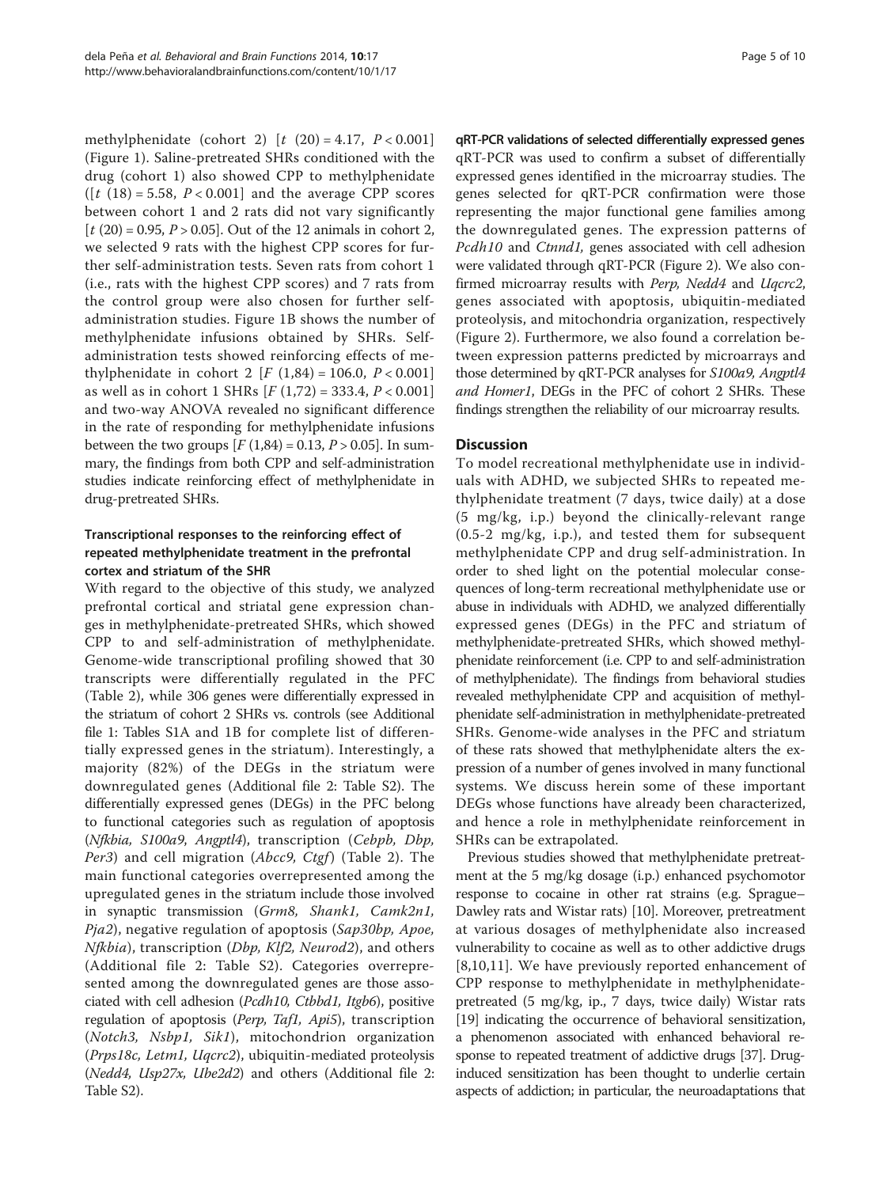methylphenidate (cohort 2) [$t$ (20) = 4.17, $P < 0.001$] (Figure 1). Saline-pretreated SHRs conditioned with the drug (cohort 1) also showed CPP to methylphenidate ([$t$ (18) = 5.58, $P < 0.001$] and the average CPP scores between cohort 1 and 2 rats did not vary significantly [$t$ (20) = 0.95, $P > 0.05$]. Out of the 12 animals in cohort 2, we selected 9 rats with the highest CPP scores for further self-administration tests. Seven rats from cohort 1 (i.e., rats with the highest CPP scores) and 7 rats from the control group were also chosen for further self-administration studies. Figure 1B shows the number of methylphenidate infusions obtained by SHRs. Self-administration tests showed reinforcing effects of methylphenidate in cohort 2 [$F$ (1,84) = 106.0, $P < 0.001$] as well as in cohort 1 SHRs [$F$ (1,72) = 333.4, $P < 0.001$] and two-way ANOVA revealed no significant difference in the rate of responding for methylphenidate infusions between the two groups [$F$ (1,84) = 0.13, $P > 0.05$]. In summary, the findings from both CPP and self-administration studies indicate reinforcing effect of methylphenidate in drug-pretreated SHRs.

### Transcriptional responses to the reinforcing effect of repeated methylphenidate treatment in the prefrontal cortex and striatum of the SHR

With regard to the objective of this study, we analyzed prefrontal cortical and striatal gene expression changes in methylphenidate-pretreated SHRs, which showed CPP to and self-administration of methylphenidate. Genome-wide transcriptional profiling showed that 30 transcripts were differentially regulated in the PFC (Table 2), while 306 genes were differentially expressed in the striatum of cohort 2 SHRs vs. controls (see Additional file 1: Tables S1A and 1B for complete list of differentially expressed genes in the striatum). Interestingly, a majority (82%) of the DEGs in the striatum were downregulated genes (Additional file 2: Table S2). The differentially expressed genes (DEGs) in the PFC belong to functional categories such as regulation of apoptosis (*Nfkbia, S100a9, Angptl4*), transcription (*Cebpb, Dbp, Per3*) and cell migration (*Abcc9, Ctgf*) (Table 2). The main functional categories overrepresented among the upregulated genes in the striatum include those involved in synaptic transmission (*Grm8, Shank1, Camk2n1, Pja2*), negative regulation of apoptosis (*Sap30bp, Apoe, Nfkbia*), transcription (*Dbp, Klf2, Neurod2*), and others (Additional file 2: Table S2). Categories overrepresented among the downregulated genes are those associated with cell adhesion (*Pcdh10, Ctbbd1, Itgb6*), positive regulation of apoptosis (*Perp, Taf1, Api5*), transcription (*Notch3, Nsbp1, Sik1*), mitochondrion organization (*Prps18c, Letm1, Uqcrc2*), ubiquitin-mediated proteolysis (*Nedd4, Usp27x, Ube2d2*) and others (Additional file 2: Table S2).

### qRT-PCR validations of selected differentially expressed genes

qRT-PCR was used to confirm a subset of differentially expressed genes identified in the microarray studies. The genes selected for qRT-PCR confirmation were those representing the major functional gene families among the downregulated genes. The expression patterns of *Pcdh10* and *Ctnnd1,* genes associated with cell adhesion were validated through qRT-PCR (Figure 2). We also confirmed microarray results with *Perp, Nedd4* and *Uqcrc2*, genes associated with apoptosis, ubiquitin-mediated proteolysis, and mitochondria organization, respectively (Figure 2). Furthermore, we also found a correlation between expression patterns predicted by microarrays and those determined by qRT-PCR analyses for *S100a9, Angptl4 and Homer1*, DEGs in the PFC of cohort 2 SHRs. These findings strengthen the reliability of our microarray results.

## Discussion

To model recreational methylphenidate use in individuals with ADHD, we subjected SHRs to repeated methylphenidate treatment (7 days, twice daily) at a dose (5 mg/kg, i.p.) beyond the clinically-relevant range (0.5-2 mg/kg, i.p.), and tested them for subsequent methylphenidate CPP and drug self-administration. In order to shed light on the potential molecular consequences of long-term recreational methylphenidate use or abuse in individuals with ADHD, we analyzed differentially expressed genes (DEGs) in the PFC and striatum of methylphenidate-pretreated SHRs, which showed methylphenidate reinforcement (i.e. CPP to and self-administration of methylphenidate). The findings from behavioral studies revealed methylphenidate CPP and acquisition of methylphenidate self-administration in methylphenidate-pretreated SHRs. Genome-wide analyses in the PFC and striatum of these rats showed that methylphenidate alters the expression of a number of genes involved in many functional systems. We discuss herein some of these important DEGs whose functions have already been characterized, and hence a role in methylphenidate reinforcement in SHRs can be extrapolated.

Previous studies showed that methylphenidate pretreatment at the 5 mg/kg dosage (i.p.) enhanced psychomotor response to cocaine in other rat strains (e.g. Sprague–Dawley rats and Wistar rats) [10]. Moreover, pretreatment at various dosages of methylphenidate also increased vulnerability to cocaine as well as to other addictive drugs [8,10,11]. We have previously reported enhancement of CPP response to methylphenidate in methylphenidate-pretreated (5 mg/kg, ip., 7 days, twice daily) Wistar rats [19] indicating the occurrence of behavioral sensitization, a phenomenon associated with enhanced behavioral response to repeated treatment of addictive drugs [37]. Drug-induced sensitization has been thought to underlie certain aspects of addiction; in particular, the neuroadaptations that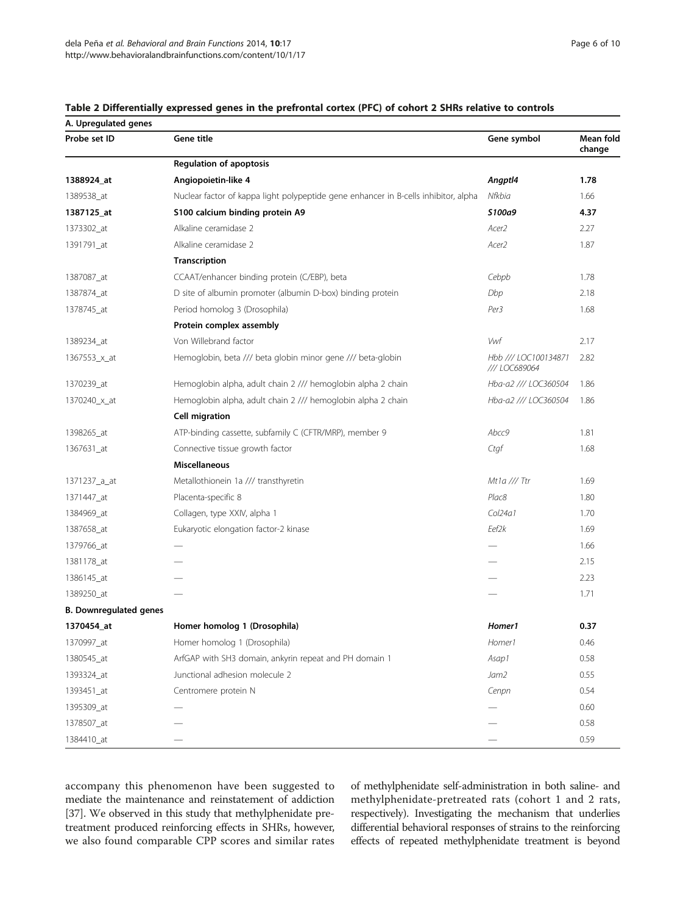**Table 2 Differentially expressed genes in the prefrontal cortex (PFC) of cohort 2 SHRs relative to controls**

| Probe set ID | Gene title | Gene symbol | Mean fold change |
|---|---|---|---|
| **A. Upregulated genes** | | | |
| | **Regulation of apoptosis** | | |
| **1388924_at** | **Angiopoietin-like 4** | ***Angptl4*** | **1.78** |
| 1389538_at | Nuclear factor of kappa light polypeptide gene enhancer in B-cells inhibitor, alpha | *Nfkbia* | 1.66 |
| **1387125_at** | **S100 calcium binding protein A9** | ***S100a9*** | **4.37** |
| 1373302_at | Alkaline ceramidase 2 | *Acer2* | 2.27 |
| 1391791_at | Alkaline ceramidase 2 | *Acer2* | 1.87 |
| | **Transcription** | | |
| 1387087_at | CCAAT/enhancer binding protein (C/EBP), beta | *Cebpb* | 1.78 |
| 1387874_at | D site of albumin promoter (albumin D-box) binding protein | *Dbp* | 2.18 |
| 1378745_at | Period homolog 3 (Drosophila) | *Per3* | 1.68 |
| | **Protein complex assembly** | | |
| 1389234_at | Von Willebrand factor | *Vwf* | 2.17 |
| 1367553_x_at | Hemoglobin, beta /// beta globin minor gene /// beta-globin | *Hbb /// LOC100134871 /// LOC689064* | 2.82 |
| 1370239_at | Hemoglobin alpha, adult chain 2 /// hemoglobin alpha 2 chain | *Hba-a2 /// LOC360504* | 1.86 |
| 1370240_x_at | Hemoglobin alpha, adult chain 2 /// hemoglobin alpha 2 chain | *Hba-a2 /// LOC360504* | 1.86 |
| | **Cell migration** | | |
| 1398265_at | ATP-binding cassette, subfamily C (CFTR/MRP), member 9 | *Abcc9* | 1.81 |
| 1367631_at | Connective tissue growth factor | *Ctgf* | 1.68 |
| | **Miscellaneous** | | |
| 1371237_a_at | Metallothionein 1a /// transthyretin | *Mt1a /// Ttr* | 1.69 |
| 1371447_at | Placenta-specific 8 | *Plac8* | 1.80 |
| 1384969_at | Collagen, type XXIV, alpha 1 | *Col24a1* | 1.70 |
| 1387658_at | Eukaryotic elongation factor-2 kinase | *Eef2k* | 1.69 |
| 1379766_at | — | — | 1.66 |
| 1381178_at | — | — | 2.15 |
| 1386145_at | — | — | 2.23 |
| 1389250_at | — | — | 1.71 |
| **B. Downregulated genes** | | | |
| **1370454_at** | **Homer homolog 1 (Drosophila)** | ***Homer1*** | **0.37** |
| 1370997_at | Homer homolog 1 (Drosophila) | *Homer1* | 0.46 |
| 1380545_at | ArfGAP with SH3 domain, ankyrin repeat and PH domain 1 | *Asap1* | 0.58 |
| 1393324_at | Junctional adhesion molecule 2 | *Jam2* | 0.55 |
| 1393451_at | Centromere protein N | *Cenpn* | 0.54 |
| 1395309_at | — | — | 0.60 |
| 1378507_at | — | — | 0.58 |
| 1384410_at | — | — | 0.59 |

accompany this phenomenon have been suggested to mediate the maintenance and reinstatement of addiction [37]. We observed in this study that methylphenidate pretreatment produced reinforcing effects in SHRs, however, we also found comparable CPP scores and similar rates of methylphenidate self-administration in both saline- and methylphenidate-pretreated rats (cohort 1 and 2 rats, respectively). Investigating the mechanism that underlies differential behavioral responses of strains to the reinforcing effects of repeated methylphenidate treatment is beyond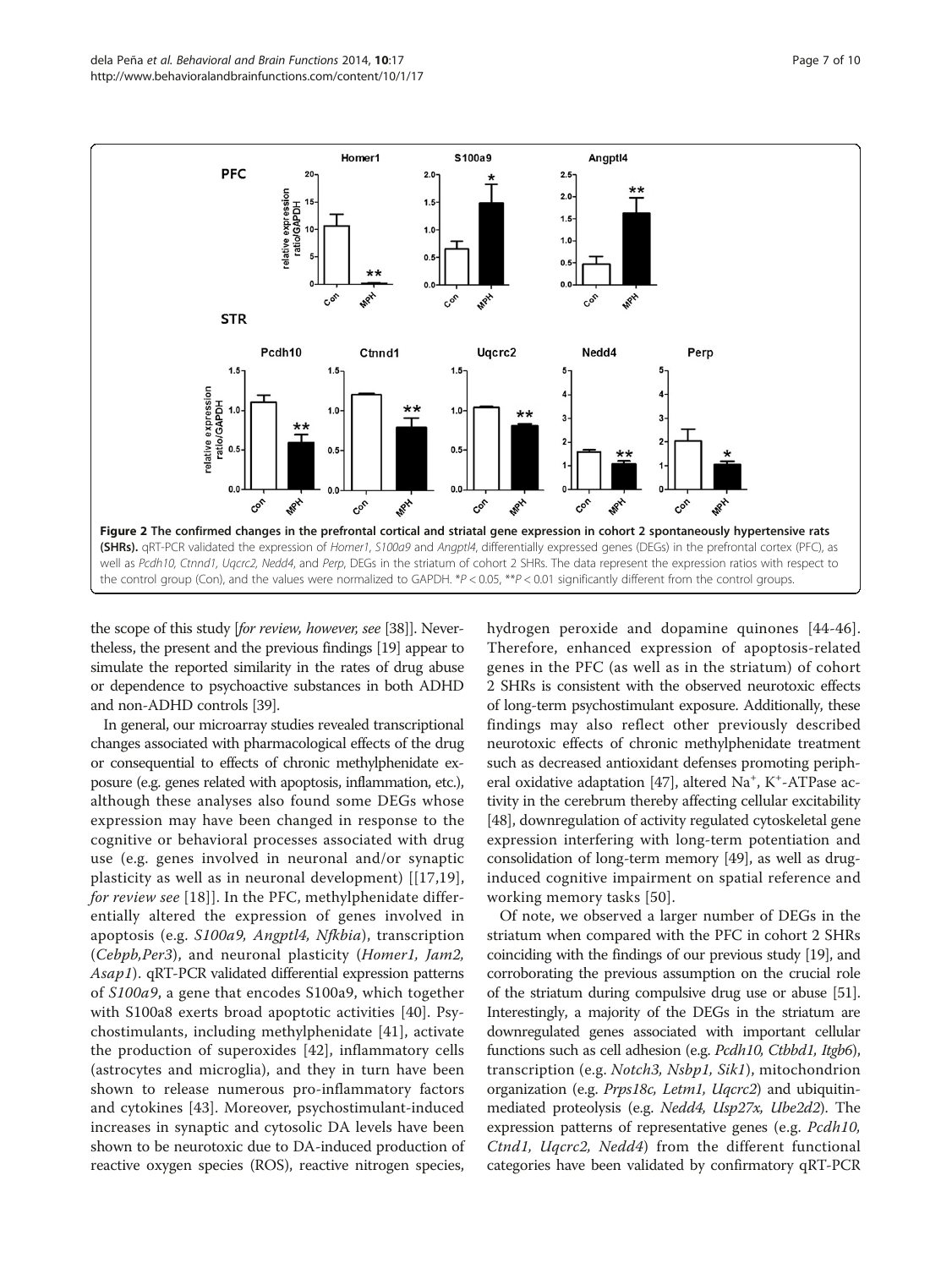**Figure 2 The confirmed changes in the prefrontal cortical and striatal gene expression in cohort 2 spontaneously hypertensive rats (SHRs).** qRT-PCR validated the expression of *Homer1*, *S100a9* and *Angptl4*, differentially expressed genes (DEGs) in the prefrontal cortex (PFC), as well as *Pcdh10, Ctnnd1, Uqcrc2, Nedd4*, and *Perp*, DEGs in the striatum of cohort 2 SHRs. The data represent the expression ratios with respect to the control group (Con), and the values were normalized to GAPDH. $^{*}P < 0.05$, $^{**}P < 0.01$ significantly different from the control groups.

the scope of this study [*for review, however, see* [38]]. Nevertheless, the present and the previous findings [19] appear to simulate the reported similarity in the rates of drug abuse or dependence to psychoactive substances in both ADHD and non-ADHD controls [39].

In general, our microarray studies revealed transcriptional changes associated with pharmacological effects of the drug or consequential to effects of chronic methylphenidate exposure (e.g. genes related with apoptosis, inflammation, etc.), although these analyses also found some DEGs whose expression may have been changed in response to the cognitive or behavioral processes associated with drug use (e.g. genes involved in neuronal and/or synaptic plasticity as well as in neuronal development) [[17,19], *for review see* [18]]. In the PFC, methylphenidate differentially altered the expression of genes involved in apoptosis (e.g. *S100a9, Angptl4, Nfkbia*), transcription (*Cebpb,Per3*), and neuronal plasticity (*Homer1, Jam2, Asap1*). qRT-PCR validated differential expression patterns of *S100a9*, a gene that encodes S100a9, which together with S100a8 exerts broad apoptotic activities [40]. Psychostimulants, including methylphenidate [41], activate the production of superoxides [42], inflammatory cells (astrocytes and microglia), and they in turn have been shown to release numerous pro-inflammatory factors and cytokines [43]. Moreover, psychostimulant-induced increases in synaptic and cytosolic DA levels have been shown to be neurotoxic due to DA-induced production of reactive oxygen species (ROS), reactive nitrogen species, hydrogen peroxide and dopamine quinones [44-46]. Therefore, enhanced expression of apoptosis-related genes in the PFC (as well as in the striatum) of cohort 2 SHRs is consistent with the observed neurotoxic effects of long-term psychostimulant exposure. Additionally, these findings may also reflect other previously described neurotoxic effects of chronic methylphenidate treatment such as decreased antioxidant defenses promoting peripheral oxidative adaptation [47], altered $Na^{+}$, $K^{+}$-ATPase activity in the cerebrum thereby affecting cellular excitability [48], downregulation of activity regulated cytoskeletal gene expression interfering with long-term potentiation and consolidation of long-term memory [49], as well as drug-induced cognitive impairment on spatial reference and working memory tasks [50].

Of note, we observed a larger number of DEGs in the striatum when compared with the PFC in cohort 2 SHRs coinciding with the findings of our previous study [19], and corroborating the previous assumption on the crucial role of the striatum during compulsive drug use or abuse [51]. Interestingly, a majority of the DEGs in the striatum are downregulated genes associated with important cellular functions such as cell adhesion (e.g. *Pcdh10, Ctbbd1, Itgb6*), transcription (e.g. *Notch3, Nsbp1, Sik1*), mitochondrion organization (e.g. *Prps18c, Letm1, Uqcrc2*) and ubiquitin-mediated proteolysis (e.g. *Nedd4, Usp27x, Ube2d2*). The expression patterns of representative genes (e.g. *Pcdh10, Ctnd1, Uqcrc2, Nedd4*) from the different functional categories have been validated by confirmatory qRT-PCR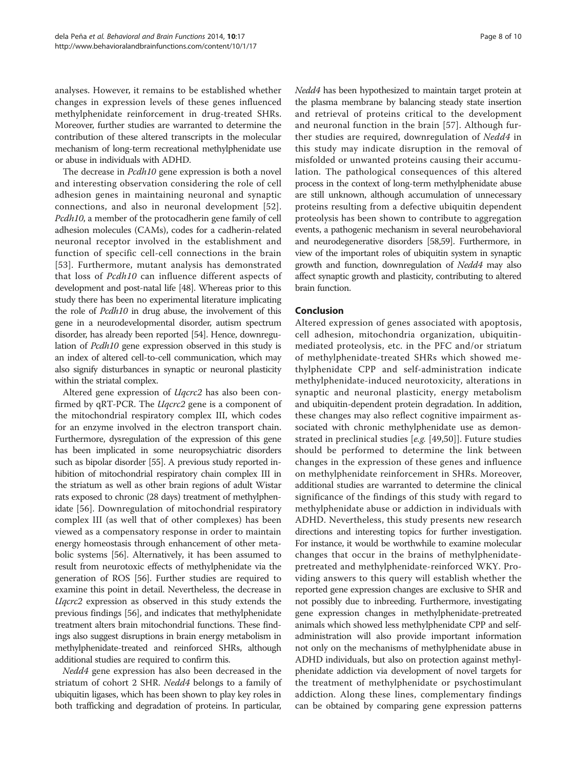analyses. However, it remains to be established whether changes in expression levels of these genes influenced methylphenidate reinforcement in drug-treated SHRs. Moreover, further studies are warranted to determine the contribution of these altered transcripts in the molecular mechanism of long-term recreational methylphenidate use or abuse in individuals with ADHD.

The decrease in *Pcdh10* gene expression is both a novel and interesting observation considering the role of cell adhesion genes in maintaining neuronal and synaptic connections, and also in neuronal development [52]. *Pcdh10*, a member of the protocadherin gene family of cell adhesion molecules (CAMs), codes for a cadherin-related neuronal receptor involved in the establishment and function of specific cell-cell connections in the brain [53]. Furthermore, mutant analysis has demonstrated that loss of *Pcdh10* can influence different aspects of development and post-natal life [48]. Whereas prior to this study there has been no experimental literature implicating the role of *Pcdh10* in drug abuse, the involvement of this gene in a neurodevelopmental disorder, autism spectrum disorder, has already been reported [54]. Hence, downregulation of *Pcdh10* gene expression observed in this study is an index of altered cell-to-cell communication, which may also signify disturbances in synaptic or neuronal plasticity within the striatal complex.

Altered gene expression of *Uqcrc2* has also been confirmed by qRT-PCR. The *Uqcrc2* gene is a component of the mitochondrial respiratory complex III, which codes for an enzyme involved in the electron transport chain. Furthermore, dysregulation of the expression of this gene has been implicated in some neuropsychiatric disorders such as bipolar disorder [55]. A previous study reported inhibition of mitochondrial respiratory chain complex III in the striatum as well as other brain regions of adult Wistar rats exposed to chronic (28 days) treatment of methylphenidate [56]. Downregulation of mitochondrial respiratory complex III (as well that of other complexes) has been viewed as a compensatory response in order to maintain energy homeostasis through enhancement of other metabolic systems [56]. Alternatively, it has been assumed to result from neurotoxic effects of methylphenidate via the generation of ROS [56]. Further studies are required to examine this point in detail. Nevertheless, the decrease in *Uqcrc2* expression as observed in this study extends the previous findings [56], and indicates that methylphenidate treatment alters brain mitochondrial functions. These findings also suggest disruptions in brain energy metabolism in methylphenidate-treated and reinforced SHRs, although additional studies are required to confirm this.

*Nedd4* gene expression has also been decreased in the striatum of cohort 2 SHR. *Nedd4* belongs to a family of ubiquitin ligases, which has been shown to play key roles in both trafficking and degradation of proteins. In particular, *Nedd4* has been hypothesized to maintain target protein at the plasma membrane by balancing steady state insertion and retrieval of proteins critical to the development and neuronal function in the brain [57]. Although further studies are required, downregulation of *Nedd4* in this study may indicate disruption in the removal of misfolded or unwanted proteins causing their accumulation. The pathological consequences of this altered process in the context of long-term methylphenidate abuse are still unknown, although accumulation of unnecessary proteins resulting from a defective ubiquitin dependent proteolysis has been shown to contribute to aggregation events, a pathogenic mechanism in several neurobehavioral and neurodegenerative disorders [58,59]. Furthermore, in view of the important roles of ubiquitin system in synaptic growth and function, downregulation of *Nedd4* may also affect synaptic growth and plasticity, contributing to altered brain function.

## Conclusion

Altered expression of genes associated with apoptosis, cell adhesion, mitochondria organization, ubiquitin-mediated proteolysis, etc. in the PFC and/or striatum of methylphenidate-treated SHRs which showed methylphenidate CPP and self-administration indicate methylphenidate-induced neurotoxicity, alterations in synaptic and neuronal plasticity, energy metabolism and ubiquitin-dependent protein degradation. In addition, these changes may also reflect cognitive impairment associated with chronic methylphenidate use as demonstrated in preclinical studies [*e.g.* [49,50]]. Future studies should be performed to determine the link between changes in the expression of these genes and influence on methylphenidate reinforcement in SHRs. Moreover, additional studies are warranted to determine the clinical significance of the findings of this study with regard to methylphenidate abuse or addiction in individuals with ADHD. Nevertheless, this study presents new research directions and interesting topics for further investigation. For instance, it would be worthwhile to examine molecular changes that occur in the brains of methylphenidate-pretreated and methylphenidate-reinforced WKY. Providing answers to this query will establish whether the reported gene expression changes are exclusive to SHR and not possibly due to inbreeding. Furthermore, investigating gene expression changes in methylphenidate-pretreated animals which showed less methylphenidate CPP and self-administration will also provide important information not only on the mechanisms of methylphenidate abuse in ADHD individuals, but also on protection against methylphenidate addiction via development of novel targets for the treatment of methylphenidate or psychostimulant addiction. Along these lines, complementary findings can be obtained by comparing gene expression patterns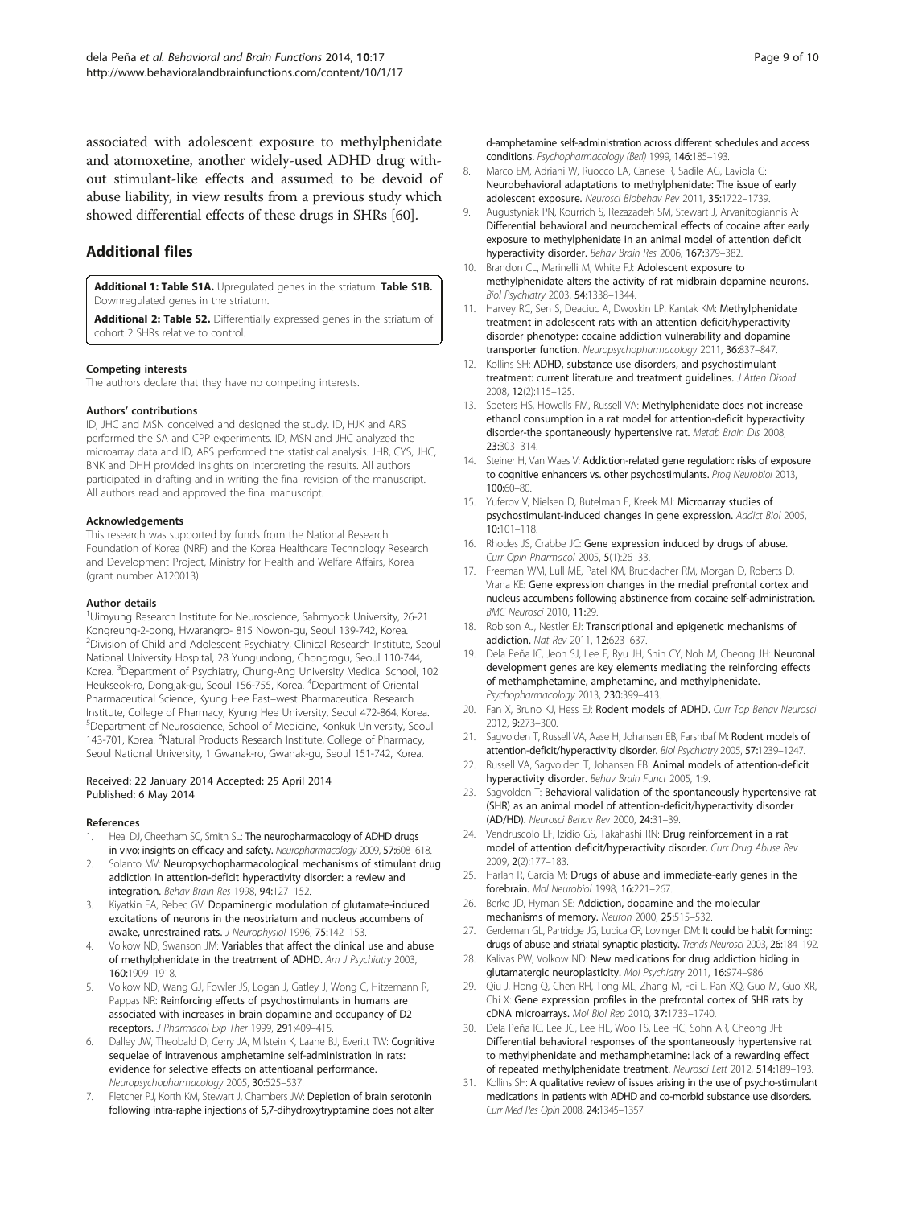associated with adolescent exposure to methylphenidate and atomoxetine, another widely-used ADHD drug without stimulant-like effects and assumed to be devoid of abuse liability, in view results from a previous study which showed differential effects of these drugs in SHRs [60].

## Additional files

**Additional 1: Table S1A.** Upregulated genes in the striatum. **Table S1B.** Downregulated genes in the striatum.

**Additional 2: Table S2.** Differentially expressed genes in the striatum of cohort 2 SHRs relative to control.

#### Competing interests

The authors declare that they have no competing interests.

#### Authors' contributions

ID, JHC and MSN conceived and designed the study. ID, HJK and ARS performed the SA and CPP experiments. ID, MSN and JHC analyzed the microarray data and ID, ARS performed the statistical analysis. JHR, CYS, JHC, BNK and DHH provided insights on interpreting the results. All authors participated in drafting and in writing the final revision of the manuscript. All authors read and approved the final manuscript.

#### Acknowledgements

This research was supported by funds from the National Research Foundation of Korea (NRF) and the Korea Healthcare Technology Research and Development Project, Ministry for Health and Welfare Affairs, Korea (grant number A120013).

#### Author details

[1]Uimyung Research Institute for Neuroscience, Sahmyook University, 26-21 Kongreung-2-dong, Hwarangro- 815 Nowon-gu, Seoul 139-742, Korea. [2]Division of Child and Adolescent Psychiatry, Clinical Research Institute, Seoul National University Hospital, 28 Yungundong, Chongrogu, Seoul 110-744, Korea. [3]Department of Psychiatry, Chung-Ang University Medical School, 102 Heukseok-ro, Dongjak-gu, Seoul 156-755, Korea. [4]Department of Oriental Pharmaceutical Science, Kyung Hee East–west Pharmaceutical Research Institute, College of Pharmacy, Kyung Hee University, Seoul 472-864, Korea. [5]Department of Neuroscience, School of Medicine, Konkuk University, Seoul 143-701, Korea. [6]Natural Products Research Institute, College of Pharmacy, Seoul National University, 1 Gwanak-ro, Gwanak-gu, Seoul 151-742, Korea.

Received: 22 January 2014 Accepted: 25 April 2014
Published: 6 May 2014

#### References

1. Heal DJ, Cheetham SC, Smith SL: **The neuropharmacology of ADHD drugs in vivo: insights on efficacy and safety.** *Neuropharmacology* 2009, **57:**608–618.
2. Solanto MV: **Neuropsychopharmacological mechanisms of stimulant drug addiction in attention-deficit hyperactivity disorder: a review and integration.** *Behav Brain Res* 1998, **94:**127–152.
3. Kiyatkin EA, Rebec GV: **Dopaminergic modulation of glutamate-induced excitations of neurons in the neostriatum and nucleus accumbens of awake, unrestrained rats.** *J Neurophysiol* 1996, **75:**142–153.
4. Volkow ND, Swanson JM: **Variables that affect the clinical use and abuse of methylphenidate in the treatment of ADHD.** *Am J Psychiatry* 2003, **160:**1909–1918.
5. Volkow ND, Wang GJ, Fowler JS, Logan J, Gatley J, Wong C, Hitzemann R, Pappas NR: **Reinforcing effects of psychostimulants in humans are associated with increases in brain dopamine and occupancy of D2 receptors.** *J Pharmacol Exp Ther* 1999, **291:**409–415.
6. Dalley JW, Theobald D, Cerry JA, Milstein K, Laane BJ, Everitt TW: **Cognitive sequelae of intravenous amphetamine self-administration in rats: evidence for selective effects on attentioanal performance.** *Neuropsychopharmacology* 2005, **30:**525–537.
7. Fletcher PJ, Korth KM, Stewart J, Chambers JW: **Depletion of brain serotonin following intra-raphe injections of 5,7-dihydroxytryptamine does not alter d-amphetamine self-administration across different schedules and access conditions.** *Psychopharmacology (Berl)* 1999, **146:**185–193.
8. Marco EM, Adriani W, Ruocco LA, Canese R, Sadile AG, Laviola G: **Neurobehavioral adaptations to methylphenidate: The issue of early adolescent exposure.** *Neurosci Biobehav Rev* 2011, **35:**1722–1739.
9. Augustyniak PN, Kourrich S, Rezazadeh SM, Stewart J, Arvanitogiannis A: **Differential behavioral and neurochemical effects of cocaine after early exposure to methylphenidate in an animal model of attention deficit hyperactivity disorder.** *Behav Brain Res* 2006, **167:**379–382.
10. Brandon CL, Marinelli M, White FJ: **Adolescent exposure to methylphenidate alters the activity of rat midbrain dopamine neurons.** *Biol Psychiatry* 2003, **54:**1338–1344.
11. Harvey RC, Sen S, Deaciuc A, Dwoskin LP, Kantak KM: **Methylphenidate treatment in adolescent rats with an attention deficit/hyperactivity disorder phenotype: cocaine addiction vulnerability and dopamine transporter function.** *Neuropsychopharmacology* 2011, **36:**837–847.
12. Kollins SH: **ADHD, substance use disorders, and psychostimulant treatment: current literature and treatment guidelines.** *J Atten Disord* 2008, **12**(2):115–125.
13. Soeters HS, Howells FM, Russell VA: **Methylphenidate does not increase ethanol consumption in a rat model for attention-deficit hyperactivity disorder-the spontaneously hypertensive rat.** *Metab Brain Dis* 2008, **23:**303–314.
14. Steiner H, Van Waes V: **Addiction-related gene regulation: risks of exposure to cognitive enhancers vs. other psychostimulants.** *Prog Neurobiol* 2013, **100:**60–80.
15. Yuferov V, Nielsen D, Butelman E, Kreek MJ: **Microarray studies of psychostimulant-induced changes in gene expression.** *Addict Biol* 2005, **10:**101–118.
16. Rhodes JS, Crabbe JC: **Gene expression induced by drugs of abuse.** *Curr Opin Pharmacol* 2005, **5**(1):26–33.
17. Freeman WM, Lull ME, Patel KM, Brucklacher RM, Morgan D, Roberts D, Vrana KE: **Gene expression changes in the medial prefrontal cortex and nucleus accumbens following abstinence from cocaine self-administration.** *BMC Neurosci* 2010, **11:**29.
18. Robison AJ, Nestler EJ: **Transcriptional and epigenetic mechanisms of addiction.** *Nat Rev* 2011, **12:**623–637.
19. Dela Peña IC, Jeon SJ, Lee E, Ryu JH, Shin CY, Noh M, Cheong JH: **Neuronal development genes are key elements mediating the reinforcing effects of methamphetamine, amphetamine, and methylphenidate.** *Psychopharmacology* 2013, **230:**399–413.
20. Fan X, Bruno KJ, Hess EJ: **Rodent models of ADHD.** *Curr Top Behav Neurosci* 2012, **9:**273–300.
21. Sagvolden T, Russell VA, Aase H, Johansen EB, Farshbaf M: **Rodent models of attention-deficit/hyperactivity disorder.** *Biol Psychiatry* 2005, **57:**1239–1247.
22. Russell VA, Sagvolden T, Johansen EB: **Animal models of attention-deficit hyperactivity disorder.** *Behav Brain Funct* 2005, **1:**9.
23. Sagvolden T: **Behavioral validation of the spontaneously hypertensive rat (SHR) as an animal model of attention-deficit/hyperactivity disorder (AD/HD).** *Neurosci Behav Rev* 2000, **24:**31–39.
24. Vendruscolo LF, Izidio GS, Takahashi RN: **Drug reinforcement in a rat model of attention deficit/hyperactivity disorder.** *Curr Drug Abuse Rev* 2009, **2**(2):177–183.
25. Harlan R, Garcia M: **Drugs of abuse and immediate-early genes in the forebrain.** *Mol Neurobiol* 1998, **16:**221–267.
26. Berke JD, Hyman SE: **Addiction, dopamine and the molecular mechanisms of memory.** *Neuron* 2000, **25:**515–532.
27. Gerdeman GL, Partridge JG, Lupica CR, Lovinger DM: **It could be habit forming: drugs of abuse and striatal synaptic plasticity.** *Trends Neurosci* 2003, **26:**184–192.
28. Kalivas PW, Volkow ND: **New medications for drug addiction hiding in glutamatergic neuroplasticity.** *Mol Psychiatry* 2011, **16:**974–986.
29. Qiu J, Hong Q, Chen RH, Tong ML, Zhang M, Fei L, Pan XQ, Guo M, Guo XR, Chi X: **Gene expression profiles in the prefrontal cortex of SHR rats by cDNA microarrays.** *Mol Biol Rep* 2010, **37:**1733–1740.
30. Dela Peña IC, Lee JC, Lee HL, Woo TS, Lee HC, Sohn AR, Cheong JH: **Differential behavioral responses of the spontaneously hypertensive rat to methylphenidate and methamphetamine: lack of a rewarding effect of repeated methylphenidate treatment.** *Neurosci Lett* 2012, **514:**189–193.
31. Kollins SH: **A qualitative review of issues arising in the use of psycho-stimulant medications in patients with ADHD and co-morbid substance use disorders.** *Curr Med Res Opin* 2008, **24:**1345–1357.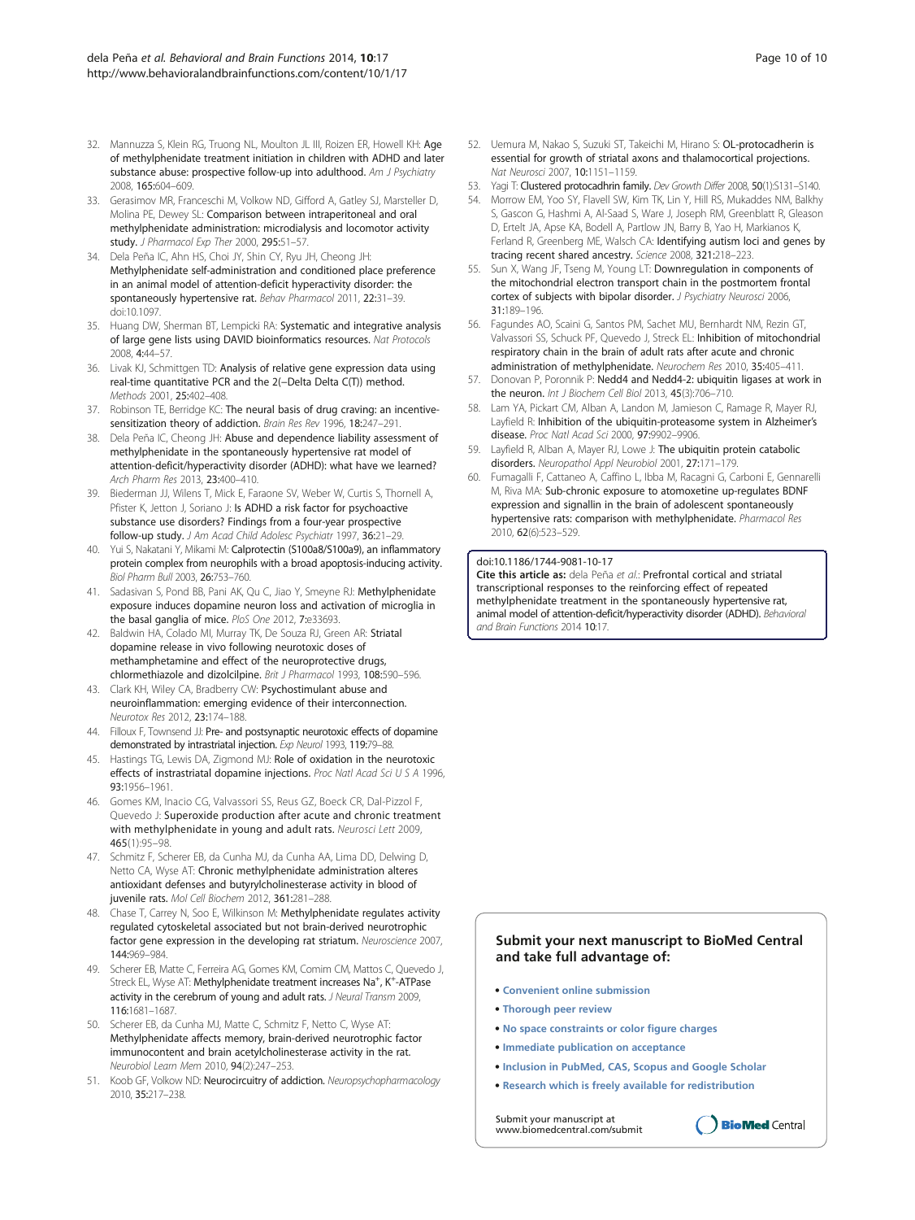32. Mannuzza S, Klein RG, Truong NL, Moulton JL III, Roizen ER, Howell KH: **Age of methylphenidate treatment initiation in children with ADHD and later substance abuse: prospective follow-up into adulthood.** *Am J Psychiatry* 2008, **165:**604–609.
33. Gerasimov MR, Franceschi M, Volkow ND, Gifford A, Gatley SJ, Marsteller D, Molina PE, Dewey SL: **Comparison between intraperitoneal and oral methylphenidate administration: microdialysis and locomotor activity study.** *J Pharmacol Exp Ther* 2000, **295:**51–57.
34. Dela Peña IC, Ahn HS, Choi JY, Shin CY, Ryu JH, Cheong JH: **Methylphenidate self-administration and conditioned place preference in an animal model of attention-deficit hyperactivity disorder: the spontaneously hypertensive rat.** *Behav Pharmacol* 2011, **22:**31–39. doi:10.1097.
35. Huang DW, Sherman BT, Lempicki RA: **Systematic and integrative analysis of large gene lists using DAVID bioinformatics resources.** *Nat Protocols* 2008, **4:**44–57.
36. Livak KJ, Schmittgen TD: **Analysis of relative gene expression data using real-time quantitative PCR and the 2(−Delta Delta C(T)) method.** *Methods* 2001, **25:**402–408.
37. Robinson TE, Berridge KC: **The neural basis of drug craving: an incentive-sensitization theory of addiction.** *Brain Res Rev* 1996, **18:**247–291.
38. Dela Peña IC, Cheong JH: **Abuse and dependence liability assessment of methylphenidate in the spontaneously hypertensive rat model of attention-deficit/hyperactivity disorder (ADHD): what have we learned?** *Arch Pharm Res* 2013, **23:**400–410.
39. Biederman JJ, Wilens T, Mick E, Faraone SV, Weber W, Curtis S, Thornell A, Pfister K, Jetton J, Soriano J: **Is ADHD a risk factor for psychoactive substance use disorders? Findings from a four-year prospective follow-up study.** *J Am Acad Child Adolesc Psychiatr* 1997, **36:**21–29.
40. Yui S, Nakatani Y, Mikami M: **Calprotectin (S100a8/S100a9), an inflammatory protein complex from neurophils with a broad apoptosis-inducing activity.** *Biol Pharm Bull* 2003, **26:**753–760.
41. Sadasivan S, Pond BB, Pani AK, Qu C, Jiao Y, Smeyne RJ: **Methylphenidate exposure induces dopamine neuron loss and activation of microglia in the basal ganglia of mice.** *PloS One* 2012, **7:**e33693.
42. Baldwin HA, Colado MI, Murray TK, De Souza RJ, Green AR: **Striatal dopamine release in vivo following neurotoxic doses of methamphetamine and effect of the neuroprotective drugs, chlormethiazole and dizolcilpine.** *Brit J Pharmacol* 1993, **108:**590–596.
43. Clark KH, Wiley CA, Bradberry CW: **Psychostimulant abuse and neuroinflammation: emerging evidence of their interconnection.** *Neurotox Res* 2012, **23:**174–188.
44. Filloux F, Townsend JJ: **Pre- and postsynaptic neurotoxic effects of dopamine demonstrated by intrastriatal injection.** *Exp Neurol* 1993, **119:**79–88.
45. Hastings TG, Lewis DA, Zigmond MJ: **Role of oxidation in the neurotoxic effects of instrastriatal dopamine injections.** *Proc Natl Acad Sci U S A* 1996, **93:**1956–1961.
46. Gomes KM, Inacio CG, Valvassori SS, Reus GZ, Boeck CR, Dal-Pizzol F, Quevedo J: **Superoxide production after acute and chronic treatment with methylphenidate in young and adult rats.** *Neurosci Lett* 2009, **465**(1):95–98.
47. Schmitz F, Scherer EB, da Cunha MJ, da Cunha AA, Lima DD, Delwing D, Netto CA, Wyse AT: **Chronic methylphenidate administration alteres antioxidant defenses and butyrylcholinesterase activity in blood of juvenile rats.** *Mol Cell Biochem* 2012, **361:**281–288.
48. Chase T, Carrey N, Soo E, Wilkinson M: **Methylphenidate regulates activity regulated cytoskeletal associated but not brain-derived neurotrophic factor gene expression in the developing rat striatum.** *Neuroscience* 2007, **144:**969–984.
49. Scherer EB, Matte C, Ferreira AG, Gomes KM, Comim CM, Mattos C, Quevedo J, Streck EL, Wyse AT: **Methylphenidate treatment increases $Na^+$, $K^+$-ATPase activity in the cerebrum of young and adult rats.** *J Neural Transm* 2009, **116:**1681–1687.
50. Scherer EB, da Cunha MJ, Matte C, Schmitz F, Netto C, Wyse AT: **Methylphenidate affects memory, brain-derived neurotrophic factor immunocontent and brain acetylcholinesterase activity in the rat.** *Neurobiol Learn Mem* 2010, **94**(2):247–253.
51. Koob GF, Volkow ND: **Neurocircuitry of addiction.** *Neuropsychopharmacology* 2010, **35:**217–238.
52. Uemura M, Nakao S, Suzuki ST, Takeichi M, Hirano S: **OL-protocadherin is essential for growth of striatal axons and thalamocortical projections.** *Nat Neurosci* 2007, **10:**1151–1159.
53. Yagi T: **Clustered protocadhrin family.** *Dev Growth Differ* 2008, **50**(1):S131–S140.
54. Morrow EM, Yoo SY, Flavell SW, Kim TK, Lin Y, Hill RS, Mukaddes NM, Balkhy S, Gascon G, Hashmi A, Al-Saad S, Ware J, Joseph RM, Greenblatt R, Gleason D, Ertelt JA, Apse KA, Bodell A, Partlow JN, Barry B, Yao H, Markianos K, Ferland R, Greenberg ME, Walsch CA: **Identifying autism loci and genes by tracing recent shared ancestry.** *Science* 2008, **321:**218–223.
55. Sun X, Wang JF, Tseng M, Young LT: **Downregulation in components of the mitochondrial electron transport chain in the postmortem frontal cortex of subjects with bipolar disorder.** *J Psychiatry Neurosci* 2006, **31:**189–196.
56. Fagundes AO, Scaini G, Santos PM, Sachet MU, Bernhardt NM, Rezin GT, Valvassori SS, Schuck PF, Quevedo J, Streck EL: **Inhibition of mitochondrial respiratory chain in the brain of adult rats after acute and chronic administration of methylphenidate.** *Neurochem Res* 2010, **35:**405–411.
57. Donovan P, Poronnik P: **Nedd4 and Nedd4-2: ubiquitin ligases at work in the neuron.** *Int J Biochem Cell Biol* 2013, **45**(3):706–710.
58. Lam YA, Pickart CM, Alban A, Landon M, Jamieson C, Ramage R, Mayer RJ, Layfield R: **Inhibition of the ubiquitin-proteasome system in Alzheimer's disease.** *Proc Natl Acad Sci* 2000, **97:**9902–9906.
59. Layfield R, Alban A, Mayer RJ, Lowe J: **The ubiquitin protein catabolic disorders.** *Neuropathol Appl Neurobiol* 2001, **27:**171–179.
60. Fumagalli F, Cattaneo A, Caffino L, Ibba M, Racagni G, Carboni E, Gennarelli M, Riva MA: **Sub-chronic exposure to atomoxetine up-regulates BDNF expression and signallin in the brain of adolescent spontaneously hypertensive rats: comparison with methylphenidate.** *Pharmacol Res* 2010, **62**(6):523–529.

doi:10.1186/1744-9081-10-17

**Cite this article as:** dela Peña *et al.*: Prefrontal cortical and striatal transcriptional responses to the reinforcing effect of repeated methylphenidate treatment in the spontaneously hypertensive rat, animal model of attention-deficit/hyperactivity disorder (ADHD). *Behavioral and Brain Functions* 2014 **10**:17.

**Submit your next manuscript to BioMed Central and take full advantage of:**

- **Convenient online submission**
- **Thorough peer review**
- **No space constraints or color figure charges**
- **Immediate publication on acceptance**
- **Inclusion in PubMed, CAS, Scopus and Google Scholar**
- **Research which is freely available for redistribution**

Submit your manuscript at www.biomedcentral.com/submit

BioMed Central